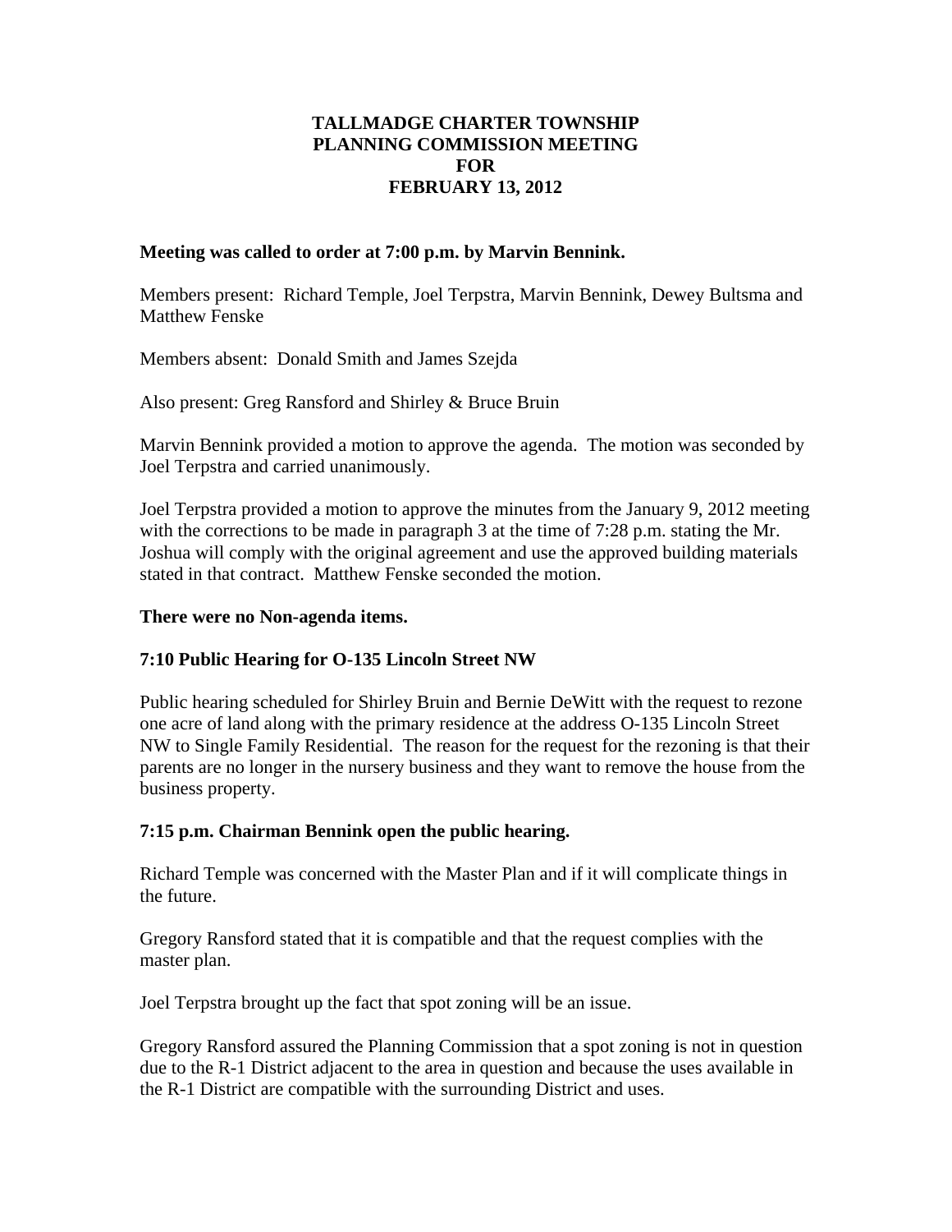# TALLMADGE CHARTER TOWNSHIP
# PLANNING COMMISSION MEETING
# FOR
# FEBRUARY 13, 2012

**Meeting was called to order at 7:00 p.m. by Marvin Bennink.**

Members present: Richard Temple, Joel Terpstra, Marvin Bennink, Dewey Bultsma and Matthew Fenske

Members absent: Donald Smith and James Szejda

Also present: Greg Ransford and Shirley & Bruce Bruin

Marvin Bennink provided a motion to approve the agenda. The motion was seconded by Joel Terpstra and carried unanimously.

Joel Terpstra provided a motion to approve the minutes from the January 9, 2012 meeting with the corrections to be made in paragraph 3 at the time of 7:28 p.m. stating the Mr. Joshua will comply with the original agreement and use the approved building materials stated in that contract. Matthew Fenske seconded the motion.

**There were no Non-agenda items.**

**7:10 Public Hearing for O-135 Lincoln Street NW**

Public hearing scheduled for Shirley Bruin and Bernie DeWitt with the request to rezone one acre of land along with the primary residence at the address O-135 Lincoln Street NW to Single Family Residential. The reason for the request for the rezoning is that their parents are no longer in the nursery business and they want to remove the house from the business property.

**7:15 p.m. Chairman Bennink open the public hearing.**

Richard Temple was concerned with the Master Plan and if it will complicate things in the future.

Gregory Ransford stated that it is compatible and that the request complies with the master plan.

Joel Terpstra brought up the fact that spot zoning will be an issue.

Gregory Ransford assured the Planning Commission that a spot zoning is not in question due to the R-1 District adjacent to the area in question and because the uses available in the R-1 District are compatible with the surrounding District and uses.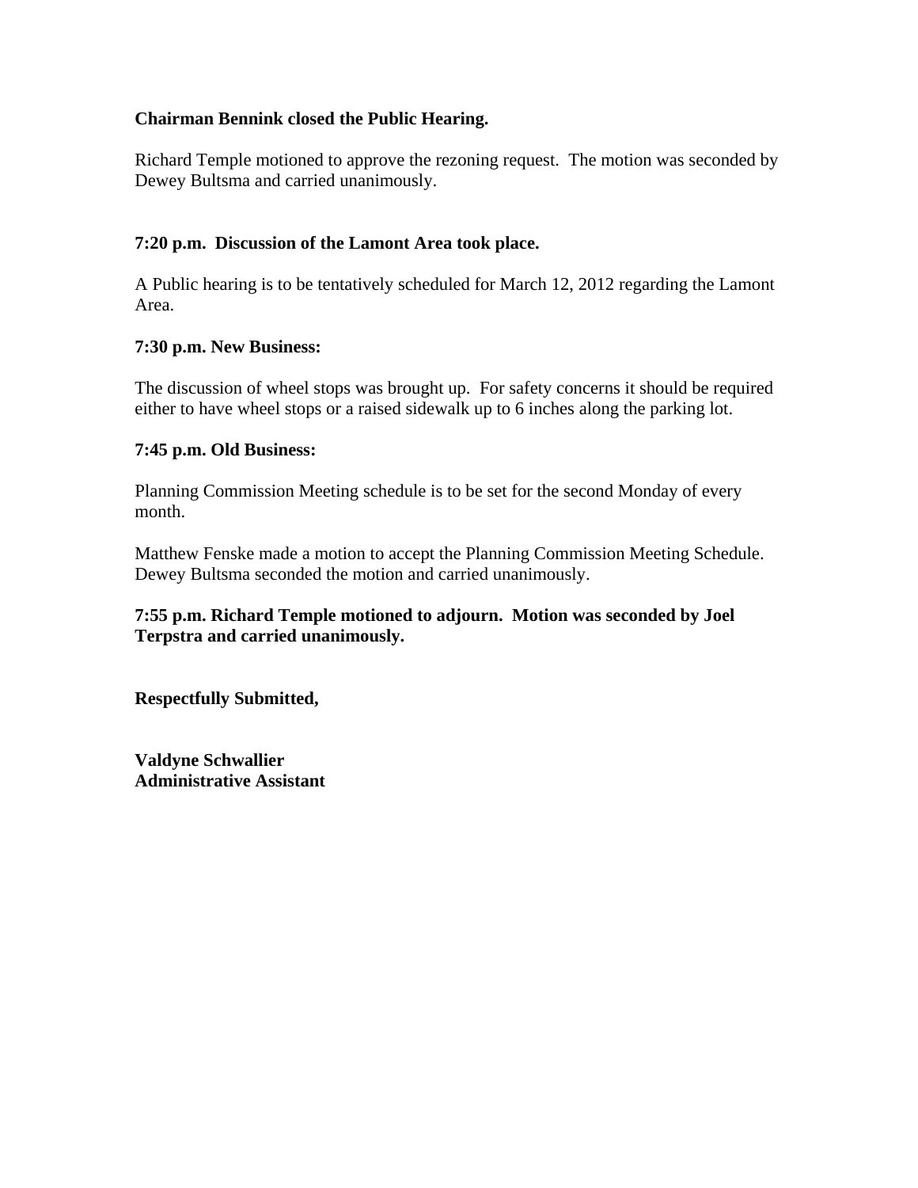**Chairman Bennink closed the Public Hearing.**

Richard Temple motioned to approve the rezoning request. The motion was seconded by Dewey Bultsma and carried unanimously.

**7:20 p.m. Discussion of the Lamont Area took place.**

A Public hearing is to be tentatively scheduled for March 12, 2012 regarding the Lamont Area.

**7:30 p.m. New Business:**

The discussion of wheel stops was brought up. For safety concerns it should be required either to have wheel stops or a raised sidewalk up to 6 inches along the parking lot.

**7:45 p.m. Old Business:**

Planning Commission Meeting schedule is to be set for the second Monday of every month.

Matthew Fenske made a motion to accept the Planning Commission Meeting Schedule. Dewey Bultsma seconded the motion and carried unanimously.

**7:55 p.m. Richard Temple motioned to adjourn. Motion was seconded by Joel Terpstra and carried unanimously.**

**Respectfully Submitted,**

**Valdyne Schwallier**
**Administrative Assistant**